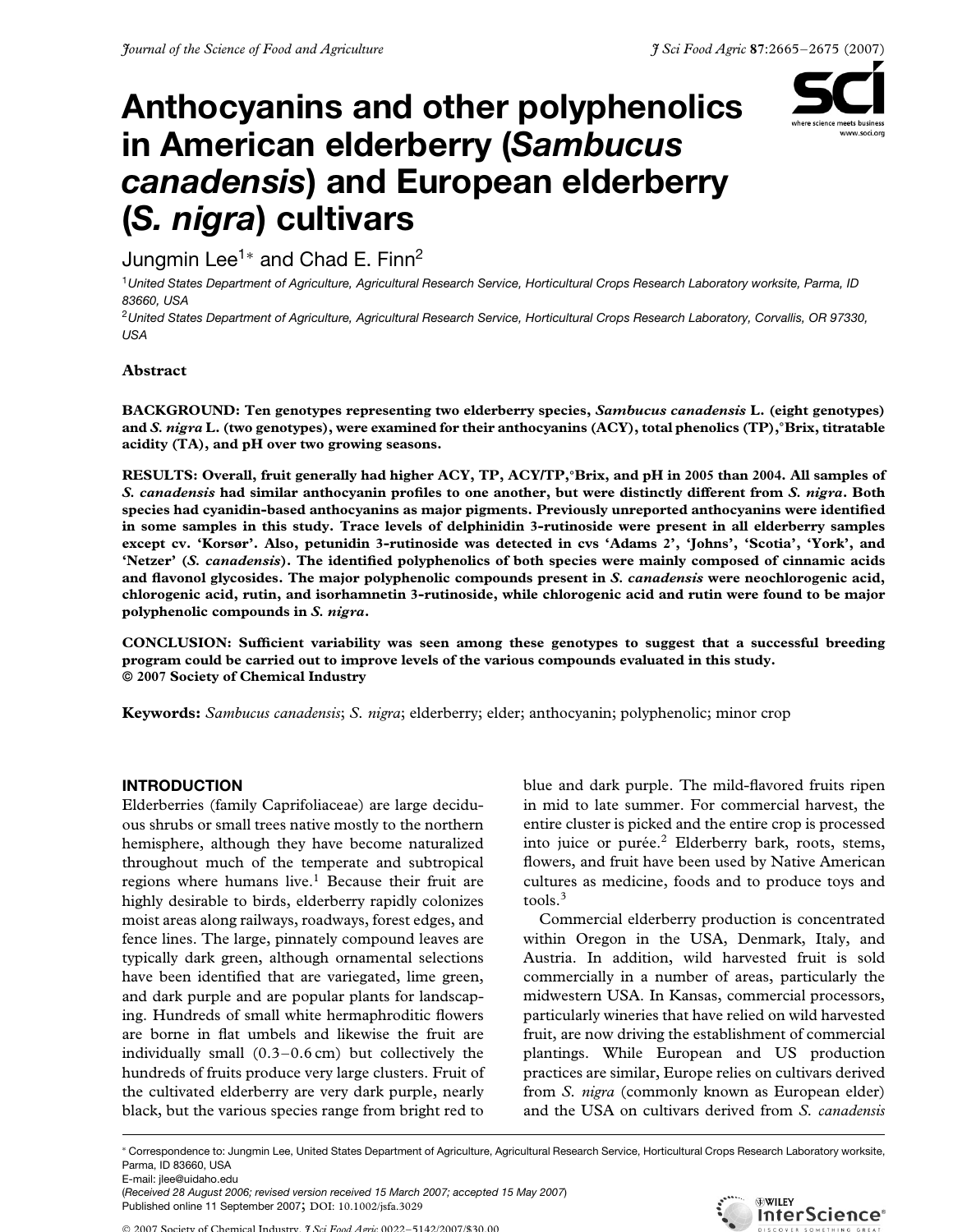# Anthocyanins and other polyphenolics in American elderberry (*Sambucus canadensis*) and European elderberry (*S. nigra*) cultivars

Jungmin Lee[1]* and Chad E. Finn[2]

[1]United States Department of Agriculture, Agricultural Research Service, Horticultural Crops Research Laboratory worksite, Parma, ID 83660, USA

[2]United States Department of Agriculture, Agricultural Research Service, Horticultural Crops Research Laboratory, Corvallis, OR 97330, USA

## Abstract

**BACKGROUND: Ten genotypes representing two elderberry species, *Sambucus canadensis* L. (eight genotypes) and *S. nigra* L. (two genotypes), were examined for their anthocyanins (ACY), total phenolics (TP), °Brix, titratable acidity (TA), and pH over two growing seasons.**

**RESULTS: Overall, fruit generally had higher ACY, TP, ACY/TP, °Brix, and pH in 2005 than 2004. All samples of *S. canadensis* had similar anthocyanin profiles to one another, but were distinctly different from *S. nigra*. Both species had cyanidin-based anthocyanins as major pigments. Previously unreported anthocyanins were identified in some samples in this study. Trace levels of delphinidin 3-rutinoside were present in all elderberry samples except cv. 'Korsør'. Also, petunidin 3-rutinoside was detected in cvs 'Adams 2', 'Johns', 'Scotia', 'York', and 'Netzer' (*S. canadensis*). The identified polyphenolics of both species were mainly composed of cinnamic acids and flavonol glycosides. The major polyphenolic compounds present in *S. canadensis* were neochlorogenic acid, chlorogenic acid, rutin, and isorhamnetin 3-rutinoside, while chlorogenic acid and rutin were found to be major polyphenolic compounds in *S. nigra*.**

**CONCLUSION: Sufficient variability was seen among these genotypes to suggest that a successful breeding program could be carried out to improve levels of the various compounds evaluated in this study.**
**© 2007 Society of Chemical Industry**

**Keywords:** *Sambucus canadensis*; *S. nigra*; elderberry; elder; anthocyanin; polyphenolic; minor crop

## INTRODUCTION

Elderberries (family Caprifoliaceae) are large deciduous shrubs or small trees native mostly to the northern hemisphere, although they have become naturalized throughout much of the temperate and subtropical regions where humans live.[1] Because their fruit are highly desirable to birds, elderberry rapidly colonizes moist areas along railways, roadways, forest edges, and fence lines. The large, pinnately compound leaves are typically dark green, although ornamental selections have been identified that are variegated, lime green, and dark purple and are popular plants for landscaping. Hundreds of small white hermaphroditic flowers are borne in flat umbels and likewise the fruit are individually small (0.3–0.6 cm) but collectively the hundreds of fruits produce very large clusters. Fruit of the cultivated elderberry are very dark purple, nearly black, but the various species range from bright red to blue and dark purple. The mild-flavored fruits ripen in mid to late summer. For commercial harvest, the entire cluster is picked and the entire crop is processed into juice or purée.[2] Elderberry bark, roots, stems, flowers, and fruit have been used by Native American cultures as medicine, foods and to produce toys and tools.[3]

Commercial elderberry production is concentrated within Oregon in the USA, Denmark, Italy, and Austria. In addition, wild harvested fruit is sold commercially in a number of areas, particularly the midwestern USA. In Kansas, commercial processors, particularly wineries that have relied on wild harvested fruit, are now driving the establishment of commercial plantings. While European and US production practices are similar, Europe relies on cultivars derived from *S. nigra* (commonly known as European elder) and the USA on cultivars derived from *S. canadensis*

* Correspondence to: Jungmin Lee, United States Department of Agriculture, Agricultural Research Service, Horticultural Crops Research Laboratory worksite, Parma, ID 83660, USA
E-mail: jlee@uidaho.edu
(Received 28 August 2006; revised version received 15 March 2007; accepted 15 May 2007)
Published online 11 September 2007; DOI: 10.1002/jsfa.3029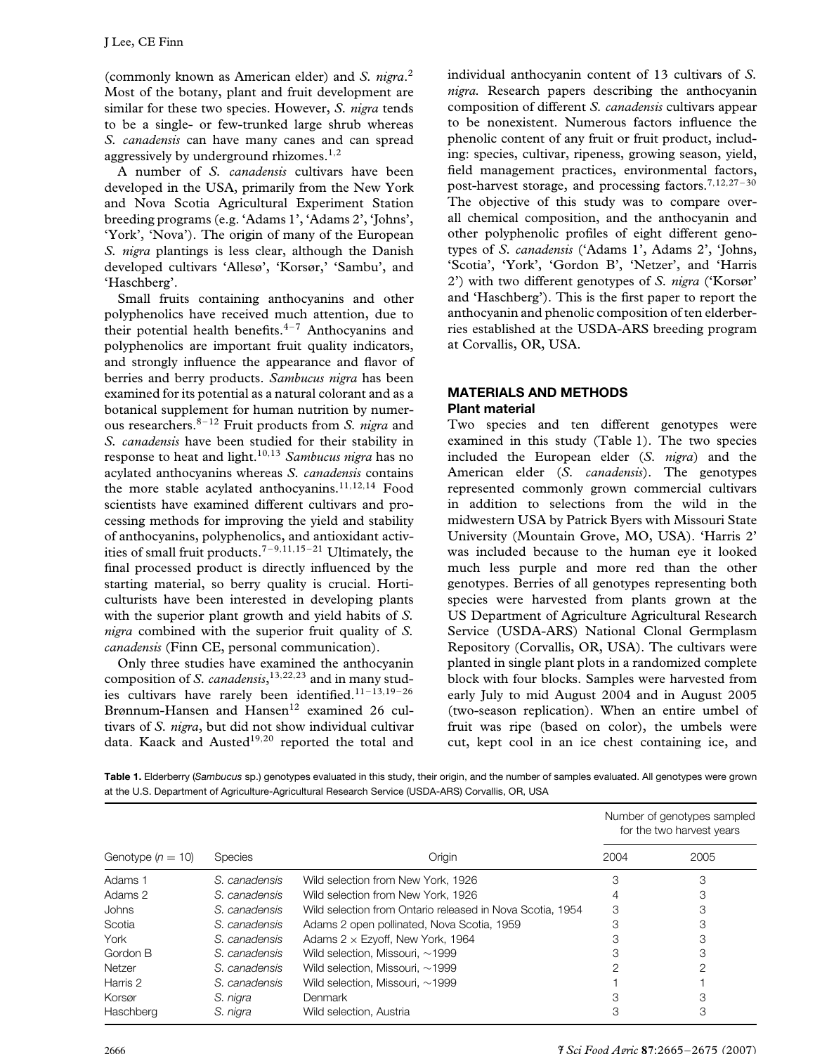(commonly known as American elder) and *S. nigra*.[2] Most of the botany, plant and fruit development are similar for these two species. However, *S. nigra* tends to be a single- or few-trunked large shrub whereas *S. canadensis* can have many canes and can spread aggressively by underground rhizomes.[1,2]

A number of *S. canadensis* cultivars have been developed in the USA, primarily from the New York and Nova Scotia Agricultural Experiment Station breeding programs (e.g. 'Adams 1', 'Adams 2', 'Johns', 'York', 'Nova'). The origin of many of the European *S. nigra* plantings is less clear, although the Danish developed cultivars 'Allesø', 'Korsør,' 'Sambu', and 'Haschberg'.

Small fruits containing anthocyanins and other polyphenolics have received much attention, due to their potential health benefits.[4–7] Anthocyanins and polyphenolics are important fruit quality indicators, and strongly influence the appearance and flavor of berries and berry products. *Sambucus nigra* has been examined for its potential as a natural colorant and as a botanical supplement for human nutrition by numerous researchers.[8–12] Fruit products from *S. nigra* and *S. canadensis* have been studied for their stability in response to heat and light.[10,13] *Sambucus nigra* has no acylated anthocyanins whereas *S. canadensis* contains the more stable acylated anthocyanins.[11,12,14] Food scientists have examined different cultivars and processing methods for improving the yield and stability of anthocyanins, polyphenolics, and antioxidant activities of small fruit products.[7–9,11,15–21] Ultimately, the final processed product is directly influenced by the starting material, so berry quality is crucial. Horticulturists have been interested in developing plants with the superior plant growth and yield habits of *S. nigra* combined with the superior fruit quality of *S. canadensis* (Finn CE, personal communication).

Only three studies have examined the anthocyanin composition of *S. canadensis*,[13,22,23] and in many studies cultivars have rarely been identified.[11–13,19–26] Brønnum-Hansen and Hansen[12] examined 26 cultivars of *S. nigra*, but did not show individual cultivar data. Kaack and Austed[19,20] reported the total and individual anthocyanin content of 13 cultivars of *S. nigra*. Research papers describing the anthocyanin composition of different *S. canadensis* cultivars appear to be nonexistent. Numerous factors influence the phenolic content of any fruit or fruit product, including: species, cultivar, ripeness, growing season, yield, field management practices, environmental factors, post-harvest storage, and processing factors.[7,12,27–30] The objective of this study was to compare overall chemical composition, and the anthocyanin and other polyphenolic profiles of eight different genotypes of *S. canadensis* ('Adams 1', Adams 2', 'Johns, 'Scotia', 'York', 'Gordon B', 'Netzer', and 'Harris 2') with two different genotypes of *S. nigra* ('Korsør' and 'Haschberg'). This is the first paper to report the anthocyanin and phenolic composition of ten elderberries established at the USDA-ARS breeding program at Corvallis, OR, USA.

## MATERIALS AND METHODS

### Plant material

Two species and ten different genotypes were examined in this study (Table 1). The two species included the European elder (*S. nigra*) and the American elder (*S. canadensis*). The genotypes represented commonly grown commercial cultivars in addition to selections from the wild in the midwestern USA by Patrick Byers with Missouri State University (Mountain Grove, MO, USA). 'Harris 2' was included because to the human eye it looked much less purple and more red than the other genotypes. Berries of all genotypes representing both species were harvested from plants grown at the US Department of Agriculture Agricultural Research Service (USDA-ARS) National Clonal Germplasm Repository (Corvallis, OR, USA). The cultivars were planted in single plant plots in a randomized complete block with four blocks. Samples were harvested from early July to mid August 2004 and in August 2005 (two-season replication). When an entire umbel of fruit was ripe (based on color), the umbels were cut, kept cool in an ice chest containing ice, and

**Table 1.** Elderberry (*Sambucus* sp.) genotypes evaluated in this study, their origin, and the number of samples evaluated. All genotypes were grown at the U.S. Department of Agriculture-Agricultural Research Service (USDA-ARS) Corvallis, OR, USA

| Genotype ($n = 10$) | Species | Origin | Number of genotypes sampled for the two harvest years | |
|---|---|---|---|---|
| | | | 2004 | 2005 |
| Adams 1 | *S. canadensis* | Wild selection from New York, 1926 | 3 | 3 |
| Adams 2 | *S. canadensis* | Wild selection from New York, 1926 | 4 | 3 |
| Johns | *S. canadensis* | Wild selection from Ontario released in Nova Scotia, 1954 | 3 | 3 |
| Scotia | *S. canadensis* | Adams 2 open pollinated, Nova Scotia, 1959 | 3 | 3 |
| York | *S. canadensis* | Adams 2 × Ezyoff, New York, 1964 | 3 | 3 |
| Gordon B | *S. canadensis* | Wild selection, Missouri, ∼1999 | 3 | 3 |
| Netzer | *S. canadensis* | Wild selection, Missouri, ∼1999 | 2 | 2 |
| Harris 2 | *S. canadensis* | Wild selection, Missouri, ∼1999 | 1 | 1 |
| Korsør | *S. nigra* | Denmark | 3 | 3 |
| Haschberg | *S. nigra* | Wild selection, Austria | 3 | 3 |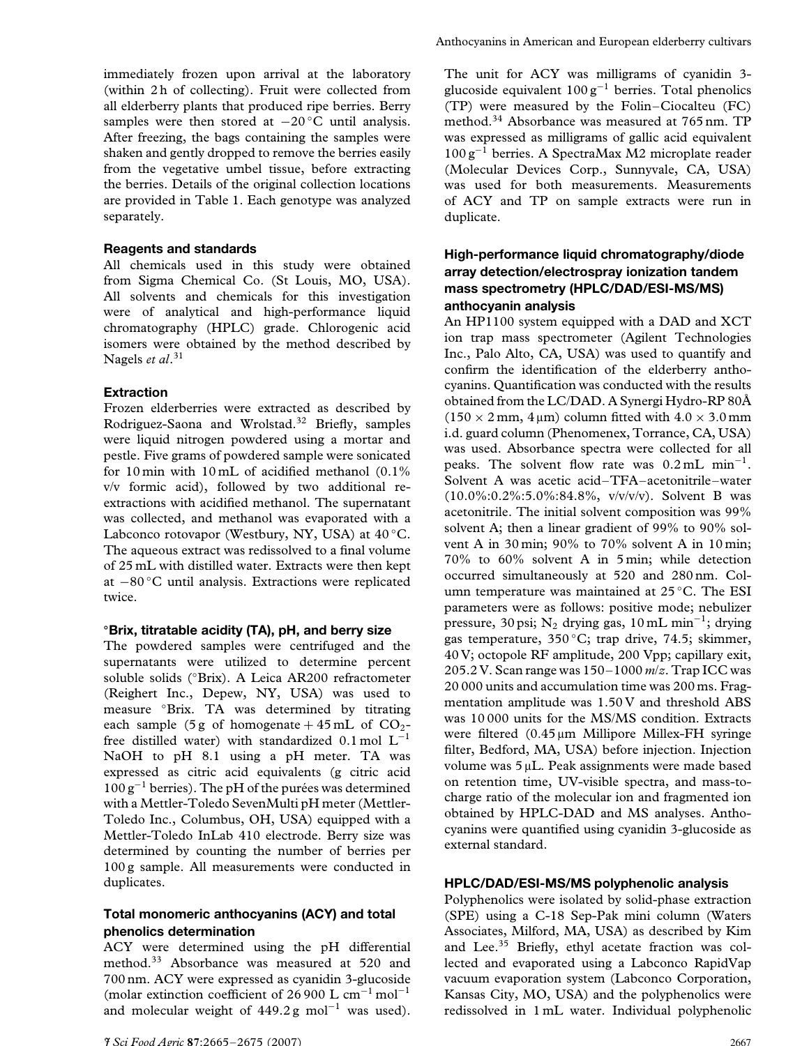immediately frozen upon arrival at the laboratory (within 2 h of collecting). Fruit were collected from all elderberry plants that produced ripe berries. Berry samples were then stored at −20 °C until analysis. After freezing, the bags containing the samples were shaken and gently dropped to remove the berries easily from the vegetative umbel tissue, before extracting the berries. Details of the original collection locations are provided in Table 1. Each genotype was analyzed separately.

### Reagents and standards

All chemicals used in this study were obtained from Sigma Chemical Co. (St Louis, MO, USA). All solvents and chemicals for this investigation were of analytical and high-performance liquid chromatography (HPLC) grade. Chlorogenic acid isomers were obtained by the method described by Nagels *et al*.[31]

### Extraction

Frozen elderberries were extracted as described by Rodriguez-Saona and Wrolstad.[32] Briefly, samples were liquid nitrogen powdered using a mortar and pestle. Five grams of powdered sample were sonicated for 10 min with 10 mL of acidified methanol (0.1% v/v formic acid), followed by two additional re-extractions with acidified methanol. The supernatant was collected, and methanol was evaporated with a Labconco rotovapor (Westbury, NY, USA) at 40 °C. The aqueous extract was redissolved to a final volume of 25 mL with distilled water. Extracts were then kept at −80 °C until analysis. Extractions were replicated twice.

### °Brix, titratable acidity (TA), pH, and berry size

The powdered samples were centrifuged and the supernatants were utilized to determine percent soluble solids (°Brix). A Leica AR200 refractometer (Reighert Inc., Depew, NY, USA) was used to measure °Brix. TA was determined by titrating each sample (5 g of homogenate + 45 mL of $CO_2$-free distilled water) with standardized 0.1 mol $L^{-1}$ NaOH to pH 8.1 using a pH meter. TA was expressed as citric acid equivalents (g citric acid $100\,g^{-1}$ berries). The pH of the purées was determined with a Mettler-Toledo SevenMulti pH meter (Mettler-Toledo Inc., Columbus, OH, USA) equipped with a Mettler-Toledo InLab 410 electrode. Berry size was determined by counting the number of berries per 100 g sample. All measurements were conducted in duplicates.

### Total monomeric anthocyanins (ACY) and total phenolics determination

ACY were determined using the pH differential method.[33] Absorbance was measured at 520 and 700 nm. ACY were expressed as cyanidin 3-glucoside (molar extinction coefficient of 26 900 L $cm^{-1}$ $mol^{-1}$ and molecular weight of 449.2 g $mol^{-1}$ was used). The unit for ACY was milligrams of cyanidin 3-glucoside equivalent $100\,g^{-1}$ berries. Total phenolics (TP) were measured by the Folin–Ciocalteu (FC) method.[34] Absorbance was measured at 765 nm. TP was expressed as milligrams of gallic acid equivalent $100\,g^{-1}$ berries. A SpectraMax M2 microplate reader (Molecular Devices Corp., Sunnyvale, CA, USA) was used for both measurements. Measurements of ACY and TP on sample extracts were run in duplicate.

### High-performance liquid chromatography/diode array detection/electrospray ionization tandem mass spectrometry (HPLC/DAD/ESI-MS/MS) anthocyanin analysis

An HP1100 system equipped with a DAD and XCT ion trap mass spectrometer (Agilent Technologies Inc., Palo Alto, CA, USA) was used to quantify and confirm the identification of the elderberry anthocyanins. Quantification was conducted with the results obtained from the LC/DAD. A Synergi Hydro-RP 80Å (150 × 2 mm, 4 µm) column fitted with 4.0 × 3.0 mm i.d. guard column (Phenomenex, Torrance, CA, USA) was used. Absorbance spectra were collected for all peaks. The solvent flow rate was 0.2 mL $min^{-1}$. Solvent A was acetic acid–TFA–acetonitrile–water (10.0%:0.2%:5.0%:84.8%, v/v/v/v). Solvent B was acetonitrile. The initial solvent composition was 99% solvent A; then a linear gradient of 99% to 90% solvent A in 30 min; 90% to 70% solvent A in 10 min; 70% to 60% solvent A in 5 min; while detection occurred simultaneously at 520 and 280 nm. Column temperature was maintained at 25 °C. The ESI parameters were as follows: positive mode; nebulizer pressure, 30 psi; $N_2$ drying gas, 10 mL $min^{-1}$; drying gas temperature, 350 °C; trap drive, 74.5; skimmer, 40 V; octopole RF amplitude, 200 Vpp; capillary exit, 205.2 V. Scan range was 150–1000 *m*/*z*. Trap ICC was 20 000 units and accumulation time was 200 ms. Fragmentation amplitude was 1.50 V and threshold ABS was 10 000 units for the MS/MS condition. Extracts were filtered (0.45 µm Millipore Millex-FH syringe filter, Bedford, MA, USA) before injection. Injection volume was 5 µL. Peak assignments were made based on retention time, UV-visible spectra, and mass-to-charge ratio of the molecular ion and fragmented ion obtained by HPLC-DAD and MS analyses. Anthocyanins were quantified using cyanidin 3-glucoside as external standard.

### HPLC/DAD/ESI-MS/MS polyphenolic analysis

Polyphenolics were isolated by solid-phase extraction (SPE) using a C-18 Sep-Pak mini column (Waters Associates, Milford, MA, USA) as described by Kim and Lee.[35] Briefly, ethyl acetate fraction was collected and evaporated using a Labconco RapidVap vacuum evaporation system (Labconco Corporation, Kansas City, MO, USA) and the polyphenolics were redissolved in 1 mL water. Individual polyphenolic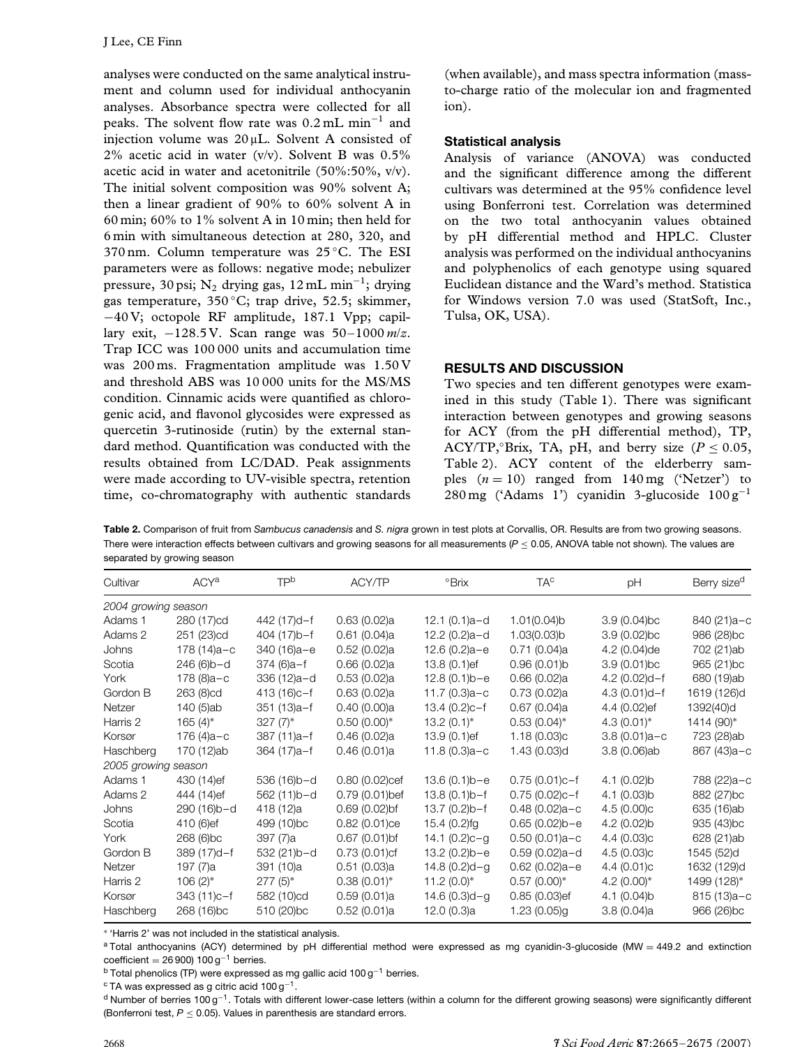analyses were conducted on the same analytical instrument and column used for individual anthocyanin analyses. Absorbance spectra were collected for all peaks. The solvent flow rate was 0.2 mL $min^{-1}$ and injection volume was 20 μL. Solvent A consisted of 2% acetic acid in water (v/v). Solvent B was 0.5% acetic acid in water and acetonitrile (50%:50%, v/v). The initial solvent composition was 90% solvent A; then a linear gradient of 90% to 60% solvent A in 60 min; 60% to 1% solvent A in 10 min; then held for 6 min with simultaneous detection at 280, 320, and 370 nm. Column temperature was 25 °C. The ESI parameters were as follows: negative mode; nebulizer pressure, 30 psi; $N_2$ drying gas, 12 mL $min^{-1}$; drying gas temperature, 350 °C; trap drive, 52.5; skimmer, −40 V; octopole RF amplitude, 187.1 Vpp; capillary exit, −128.5 V. Scan range was 50–1000 *m/z*. Trap ICC was 100 000 units and accumulation time was 200 ms. Fragmentation amplitude was 1.50 V and threshold ABS was 10 000 units for the MS/MS condition. Cinnamic acids were quantified as chlorogenic acid, and flavonol glycosides were expressed as quercetin 3-rutinoside (rutin) by the external standard method. Quantification was conducted with the results obtained from LC/DAD. Peak assignments were made according to UV-visible spectra, retention time, co-chromatography with authentic standards (when available), and mass spectra information (mass-to-charge ratio of the molecular ion and fragmented ion).

### Statistical analysis

Analysis of variance (ANOVA) was conducted and the significant difference among the different cultivars was determined at the 95% confidence level using Bonferroni test. Correlation was determined on the two total anthocyanin values obtained by pH differential method and HPLC. Cluster analysis was performed on the individual anthocyanins and polyphenolics of each genotype using squared Euclidean distance and the Ward's method. Statistica for Windows version 7.0 was used (StatSoft, Inc., Tulsa, OK, USA).

## RESULTS AND DISCUSSION

Two species and ten different genotypes were examined in this study (Table 1). There was significant interaction between genotypes and growing seasons for ACY (from the pH differential method), TP, ACY/TP, °Brix, TA, pH, and berry size ($P \leq 0.05$, Table 2). ACY content of the elderberry samples ($n = 10$) ranged from 140 mg ('Netzer') to 280 mg ('Adams 1') cyanidin 3-glucoside 100 $g^{-1}$

**Table 2.** Comparison of fruit from *Sambucus canadensis* and *S. nigra* grown in test plots at Corvallis, OR. Results are from two growing seasons. There were interaction effects between cultivars and growing seasons for all measurements ($P \leq 0.05$, ANOVA table not shown). The values are separated by growing season

| Cultivar | ACY[a] | TP[b] | ACY/TP | °Brix | TA[c] | pH | Berry size[d] |
|---|---|---|---|---|---|---|---|
| *2004 growing season* | | | | | | | |
| Adams 1 | 280 (17)cd | 442 (17)d–f | 0.63 (0.02)a | 12.1 (0.1)a–d | 1.01(0.04)b | 3.9 (0.04)bc | 840 (21)a–c |
| Adams 2 | 251 (23)cd | 404 (17)b–f | 0.61 (0.04)a | 12.2 (0.2)a–d | 1.03(0.03)b | 3.9 (0.02)bc | 986 (28)bc |
| Johns | 178 (14)a–c | 340 (16)a–e | 0.52 (0.02)a | 12.6 (0.2)a–e | 0.71 (0.04)a | 4.2 (0.04)de | 702 (21)ab |
| Scotia | 246 (6)b–d | 374 (6)a–f | 0.66 (0.02)a | 13.8 (0.1)ef | 0.96 (0.01)b | 3.9 (0.01)bc | 965 (21)bc |
| York | 178 (8)a–c | 336 (12)a–d | 0.53 (0.02)a | 12.8 (0.1)b–e | 0.66 (0.02)a | 4.2 (0.02)d–f | 680 (19)ab |
| Gordon B | 263 (8)cd | 413 (16)c–f | 0.63 (0.02)a | 11.7 (0.3)a–c | 0.73 (0.02)a | 4.3 (0.01)d–f | 1619 (126)d |
| Netzer | 140 (5)ab | 351 (13)a–f | 0.40 (0.00)a | 13.4 (0.2)c–f | 0.67 (0.04)a | 4.4 (0.02)ef | 1392(40)d |
| Harris 2 | 165 (4)* | 327 (7)* | 0.50 (0.00)* | 13.2 (0.1)* | 0.53 (0.04)* | 4.3 (0.01)* | 1414 (90)* |
| Korsør | 176 (4)a–c | 387 (11)a–f | 0.46 (0.02)a | 13.9 (0.1)ef | 1.18 (0.03)c | 3.8 (0.01)a–c | 723 (28)ab |
| Haschberg | 170 (12)ab | 364 (17)a–f | 0.46 (0.01)a | 11.8 (0.3)a–c | 1.43 (0.03)d | 3.8 (0.06)ab | 867 (43)a–c |
| *2005 growing season* | | | | | | | |
| Adams 1 | 430 (14)ef | 536 (16)b–d | 0.80 (0.02)cef | 13.6 (0.1)b–e | 0.75 (0.01)c–f | 4.1 (0.02)b | 788 (22)a–c |
| Adams 2 | 444 (14)ef | 562 (11)b–d | 0.79 (0.01)bef | 13.8 (0.1)b–f | 0.75 (0.02)c–f | 4.1 (0.03)b | 882 (27)bc |
| Johns | 290 (16)b–d | 418 (12)a | 0.69 (0.02)bf | 13.7 (0.2)b–f | 0.48 (0.02)a–c | 4.5 (0.00)c | 635 (16)ab |
| Scotia | 410 (6)ef | 499 (10)bc | 0.82 (0.01)ce | 15.4 (0.2)fg | 0.65 (0.02)b–e | 4.2 (0.02)b | 935 (43)bc |
| York | 268 (6)bc | 397 (7)a | 0.67 (0.01)bf | 14.1 (0.2)c–g | 0.50 (0.01)a–c | 4.4 (0.03)c | 628 (21)ab |
| Gordon B | 389 (17)d–f | 532 (21)b–d | 0.73 (0.01)cf | 13.2 (0.2)b–e | 0.59 (0.02)a–d | 4.5 (0.03)c | 1545 (52)d |
| Netzer | 197 (7)a | 391 (10)a | 0.51 (0.03)a | 14.8 (0.2)d–g | 0.62 (0.02)a–e | 4.4 (0.01)c | 1632 (129)d |
| Harris 2 | 106 (2)* | 277 (5)* | 0.38 (0.01)* | 11.2 (0.0)* | 0.57 (0.00)* | 4.2 (0.00)* | 1499 (128)* |
| Korsør | 343 (11)c–f | 582 (10)cd | 0.59 (0.01)a | 14.6 (0.3)d–g | 0.85 (0.03)ef | 4.1 (0.04)b | 815 (13)a–c |
| Haschberg | 268 (16)bc | 510 (20)bc | 0.52 (0.01)a | 12.0 (0.3)a | 1.23 (0.05)g | 3.8 (0.04)a | 966 (26)bc |

* 'Harris 2' was not included in the statistical analysis.

[a] Total anthocyanins (ACY) determined by pH differential method were expressed as mg cyanidin-3-glucoside (MW = 449.2 and extinction coefficient = 26 900) 100 $g^{-1}$ berries.

[b] Total phenolics (TP) were expressed as mg gallic acid 100 $g^{-1}$ berries.

[c] TA was expressed as g citric acid 100 $g^{-1}$.

[d] Number of berries 100 $g^{-1}$. Totals with different lower-case letters (within a column for the different growing seasons) were significantly different (Bonferroni test, $P \leq 0.05$). Values in parenthesis are standard errors.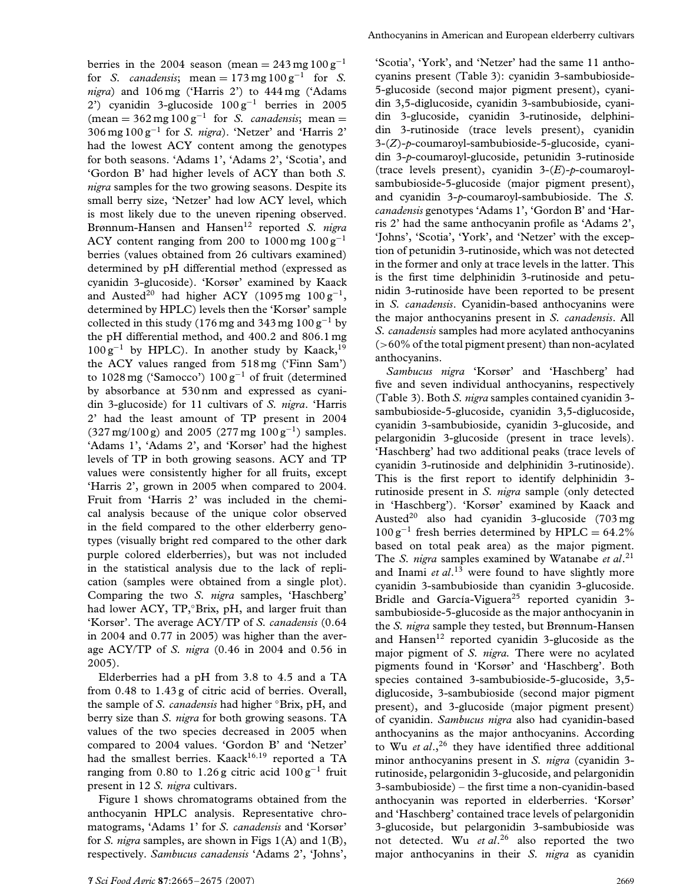berries in the 2004 season (mean = 243 mg 100 g$^{-1}$ for *S. canadensis*; mean = 173 mg 100 g$^{-1}$ for *S. nigra*) and 106 mg ('Harris 2') to 444 mg ('Adams 2') cyanidin 3-glucoside 100 g$^{-1}$ berries in 2005 (mean = 362 mg 100 g$^{-1}$ for *S. canadensis*; mean = 306 mg 100 g$^{-1}$ for *S. nigra*). 'Netzer' and 'Harris 2' had the lowest ACY content among the genotypes for both seasons. 'Adams 1', 'Adams 2', 'Scotia', and 'Gordon B' had higher levels of ACY than both *S. nigra* samples for the two growing seasons. Despite its small berry size, 'Netzer' had low ACY level, which is most likely due to the uneven ripening observed. Brønnum-Hansen and Hansen[12] reported *S. nigra* ACY content ranging from 200 to 1000 mg 100 g$^{-1}$ berries (values obtained from 26 cultivars examined) determined by pH differential method (expressed as cyanidin 3-glucoside). 'Korsør' examined by Kaack and Austed[20] had higher ACY (1095 mg 100 g$^{-1}$, determined by HPLC) levels then the 'Korsør' sample collected in this study (176 mg and 343 mg 100 g$^{-1}$ by the pH differential method, and 400.2 and 806.1 mg 100 g$^{-1}$ by HPLC). In another study by Kaack,[19] the ACY values ranged from 518 mg ('Finn Sam') to 1028 mg ('Samocco') 100 g$^{-1}$ of fruit (determined by absorbance at 530 nm and expressed as cyanidin 3-glucoside) for 11 cultivars of *S. nigra*. 'Harris 2' had the least amount of TP present in 2004 (327 mg/100 g) and 2005 (277 mg 100 g$^{-1}$) samples. 'Adams 1', 'Adams 2', and 'Korsør' had the highest levels of TP in both growing seasons. ACY and TP values were consistently higher for all fruits, except 'Harris 2', grown in 2005 when compared to 2004. Fruit from 'Harris 2' was included in the chemical analysis because of the unique color observed in the field compared to the other elderberry genotypes (visually bright red compared to the other dark purple colored elderberries), but was not included in the statistical analysis due to the lack of replication (samples were obtained from a single plot). Comparing the two *S. nigra* samples, 'Haschberg' had lower ACY, TP, °Brix, pH, and larger fruit than 'Korsør'. The average ACY/TP of *S. canadensis* (0.64 in 2004 and 0.77 in 2005) was higher than the average ACY/TP of *S. nigra* (0.46 in 2004 and 0.56 in 2005).

Elderberries had a pH from 3.8 to 4.5 and a TA from 0.48 to 1.43 g of citric acid of berries. Overall, the sample of *S. canadensis* had higher °Brix, pH, and berry size than *S. nigra* for both growing seasons. TA values of the two species decreased in 2005 when compared to 2004 values. 'Gordon B' and 'Netzer' had the smallest berries. Kaack[16,19] reported a TA ranging from 0.80 to 1.26 g citric acid 100 g$^{-1}$ fruit present in 12 *S. nigra* cultivars.

Figure 1 shows chromatograms obtained from the anthocyanin HPLC analysis. Representative chromatograms, 'Adams 1' for *S. canadensis* and 'Korsør' for *S. nigra* samples, are shown in Figs 1(A) and 1(B), respectively. *Sambucus canadensis* 'Adams 2', 'Johns', 'Scotia', 'York', and 'Netzer' had the same 11 anthocyanins present (Table 3): cyanidin 3-sambubioside-5-glucoside (second major pigment present), cyanidin 3,5-diglucoside, cyanidin 3-sambubioside, cyanidin 3-glucoside, cyanidin 3-rutinoside, delphinidin 3-rutinoside (trace levels present), cyanidin 3-(*Z*)-*p*-coumaroyl-sambubioside-5-glucoside, cyanidin 3-*p*-coumaroyl-glucoside, petunidin 3-rutinoside (trace levels present), cyanidin 3-(*E*)-*p*-coumaroyl-sambubioside-5-glucoside (major pigment present), and cyanidin 3-*p*-coumaroyl-sambubioside. The *S. canadensis* genotypes 'Adams 1', 'Gordon B' and 'Harris 2' had the same anthocyanin profile as 'Adams 2', 'Johns', 'Scotia', 'York', and 'Netzer' with the exception of petunidin 3-rutinoside, which was not detected in the former and only at trace levels in the latter. This is the first time delphinidin 3-rutinoside and petunidin 3-rutinoside have been reported to be present in *S. canadensis*. Cyanidin-based anthocyanins were the major anthocyanins present in *S. canadensis*. All *S. canadensis* samples had more acylated anthocyanins (>60% of the total pigment present) than non-acylated anthocyanins.

*Sambucus nigra* 'Korsør' and 'Haschberg' had five and seven individual anthocyanins, respectively (Table 3). Both *S. nigra* samples contained cyanidin 3-sambubioside-5-glucoside, cyanidin 3,5-diglucoside, cyanidin 3-sambubioside, cyanidin 3-glucoside, and pelargonidin 3-glucoside (present in trace levels). 'Haschberg' had two additional peaks (trace levels of cyanidin 3-rutinoside and delphinidin 3-rutinoside). This is the first report to identify delphinidin 3-rutinoside present in *S. nigra* sample (only detected in 'Haschberg'). 'Korsør' examined by Kaack and Austed[20] also had cyanidin 3-glucoside (703 mg 100 g$^{-1}$ fresh berries determined by HPLC = 64.2% based on total peak area) as the major pigment. The *S. nigra* samples examined by Watanabe *et al*.[21] and Inami *et al*.[13] were found to have slightly more cyanidin 3-sambubioside than cyanidin 3-glucoside. Bridle and García-Viguera[25] reported cyanidin 3-sambubioside-5-glucoside as the major anthocyanin in the *S. nigra* sample they tested, but Brønnum-Hansen and Hansen[12] reported cyanidin 3-glucoside as the major pigment of *S. nigra*. There were no acylated pigments found in 'Korsør' and 'Haschberg'. Both species contained 3-sambubioside-5-glucoside, 3,5-diglucoside, 3-sambubioside (second major pigment present), and 3-glucoside (major pigment present) of cyanidin. *Sambucus nigra* also had cyanidin-based anthocyanins as the major anthocyanins. According to Wu *et al*.,[26] they have identified three additional minor anthocyanins present in *S. nigra* (cyanidin 3-rutinoside, pelargonidin 3-glucoside, and pelargonidin 3-sambubioside) – the first time a non-cyanidin-based anthocyanin was reported in elderberries. 'Korsør' and 'Haschberg' contained trace levels of pelargonidin 3-glucoside, but pelargonidin 3-sambubioside was not detected. Wu *et al*.[26] also reported the two major anthocyanins in their *S. nigra* as cyanidin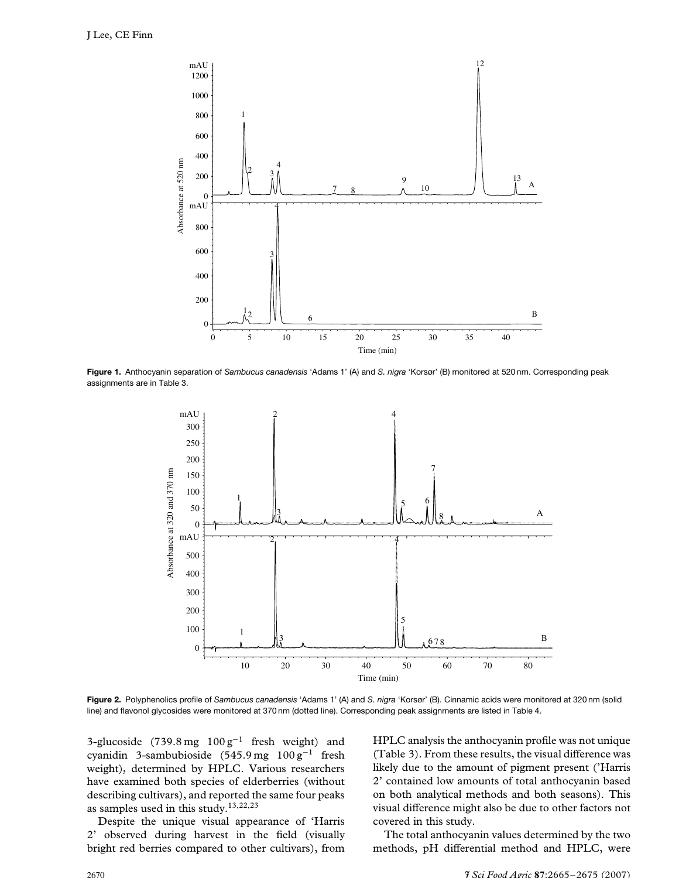**Figure 1.** Anthocyanin separation of *Sambucus canadensis* 'Adams 1' (A) and *S. nigra* 'Korsør' (B) monitored at 520 nm. Corresponding peak assignments are in Table 3.

**Figure 2.** Polyphenolics profile of *Sambucus canadensis* 'Adams 1' (A) and *S. nigra* 'Korsør' (B). Cinnamic acids were monitored at 320 nm (solid line) and flavonol glycosides were monitored at 370 nm (dotted line). Corresponding peak assignments are listed in Table 4.

3-glucoside (739.8 mg $100\,g^{-1}$ fresh weight) and cyanidin 3-sambubioside (545.9 mg $100\,g^{-1}$ fresh weight), determined by HPLC. Various researchers have examined both species of elderberries (without describing cultivars), and reported the same four peaks as samples used in this study.[13,22,23]

Despite the unique visual appearance of 'Harris 2' observed during harvest in the field (visually bright red berries compared to other cultivars), from HPLC analysis the anthocyanin profile was not unique (Table 3). From these results, the visual difference was likely due to the amount of pigment present ('Harris 2' contained low amounts of total anthocyanin based on both analytical methods and both seasons). This visual difference might also be due to other factors not covered in this study.

The total anthocyanin values determined by the two methods, pH differential method and HPLC, were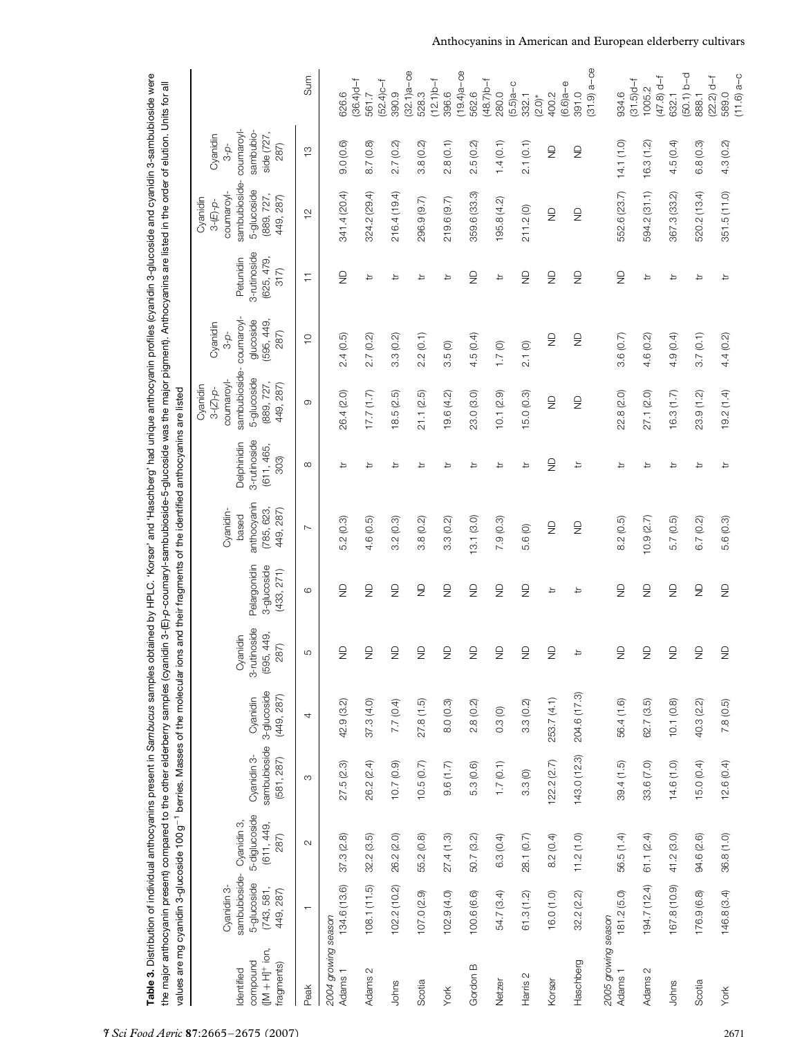**Table 3.** Distribution of individual anthocyanins present in *Sambucus* samples obtained by HPLC. 'Korsør' and 'Haschberg' had unique anthocyanin profiles (cyanidin 3-glucoside and cyanidin 3-sambubioside were the major anthocyanin present) compared to the other elderberry samples (cyanidin 3-(E)-*p*-coumaryl-sambubioside-5-glucoside was the major pigment). Anthocyanins are listed in the order of elution. Units for all values are mg cyanidin 3-glucoside 100 g$^{-1}$ berries. Masses of the molecular ions and their fragments of the identified anthocyanins are listed

| Identified compound ([M + H]$^+$ ion, fragments) | Cyanidin 3-sambubioside-5-glucoside (743, 581, 449, 287) | Cyanidin 3,5-diglucoside (611, 449, 287) | Cyanidin 3-sambubioside (581, 287) | Cyanidin 3-glucoside (449, 287) | Cyanidin 3-rutinoside (595, 449, 287) | Pelargonidin 3-glucoside (433, 271) | Cyanidin-based anthocyanin (785, 623, 449, 287) | Delphinidin 3-rutinoside (611, 465, 303) | Cyanidin 3-(Z)-p-coumaroyl-sambubioside-5-glucoside (889, 727, 449, 287) | Cyanidin 3-p-coumaroyl-glucoside (595, 449, 287) | Petunidin 3-rutinoside (625, 479, 317) | Cyanidin 3-(E)-p-coumaroyl-sambubioside-5-glucoside (889, 727, 449, 287) | Cyanidin 3-p-coumaroyl-sambubioside (727, 287) | Sum |
|---|---|---|---|---|---|---|---|---|---|---|---|---|---|---|
| Peak | 1 | 2 | 3 | 4 | 5 | 6 | 7 | 8 | 9 | 10 | 11 | 12 | 13 | |
| *2004 growing season* | | | | | | | | | | | | | | |
| Adams 1 | 134.6 (13.6) | 37.3 (2.8) | 27.5 (2.3) | 42.9 (3.2) | ND | ND | 5.2 (0.3) | tr | 26.4 (2.0) | 2.4 (0.5) | ND | 341.4 (20.4) | 9.0 (0.6) | 626.6 (36.4)d–f |
| Adams 2 | 108.1 (11.5) | 32.2 (3.5) | 26.2 (2.4) | 37.3 (4.0) | ND | ND | 4.6 (0.5) | tr | 17.7 (1.7) | 2.7 (0.2) | tr | 324.2 (29.4) | 8.7 (0.8) | 561.7 (52.4)c–f |
| Johns | 102.2 (10.2) | 26.2 (2.0) | 10.7 (0.9) | 7.7 (0.4) | ND | ND | 3.2 (0.3) | tr | 18.5 (2.5) | 3.3 (0.2) | tr | 216.4 (19.4) | 2.7 (0.2) | 390.9 (32.1)a–ce |
| Scotia | 107.0 (2.9) | 55.2 (0.8) | 10.5 (0.7) | 27.8 (1.5) | ND | ND | 3.8 (0.2) | tr | 21.1 (2.5) | 2.2 (0.1) | tr | 296.9 (9.7) | 3.8 (0.2) | 528.3 (12.1)b–f |
| York | 102.9 (4.0) | 27.4 (1.3) | 9.6 (1.7) | 8.0 (0.3) | ND | ND | 3.3 (0.2) | tr | 19.6 (4.2) | 3.5 (0) | tr | 219.6 (9.7) | 2.8 (0.1) | 396.6 (19.4)a–ce |
| Gordon B | 100.6 (6.6) | 50.7 (3.2) | 5.3 (0.6) | 2.8 (0.2) | ND | ND | 13.1 (3.0) | tr | 23.0 (3.0) | 4.5 (0.4) | ND | 359.6 (33.3) | 2.5 (0.2) | 562.6 (48.7)b–f |
| Netzer | 54.7 (3.4) | 6.3 (0.4) | 1.7 (0.1) | 0.3 (0) | ND | ND | 7.9 (0.3) | tr | 10.1 (2.9) | 1.7 (0) | tr | 195.8 (4.2) | 1.4 (0.1) | 280.0 (5.5)a–c |
| Harris 2 | 61.3 (1.2) | 28.1 (0.7) | 3.3 (0) | 3.3 (0.2) | ND | ND | 5.6 (0) | tr | 15.0 (0.3) | 2.1 (0) | ND | 211.2 (0) | 2.1 (0.1) | 332.1 (2.0)* |
| Korsør | 16.0 (1.0) | 8.2 (0.4) | 122.2 (2.7) | 253.7 (4.1) | ND | tr | ND | ND | ND | ND | ND | ND | ND | 400.2 (6.6)a–e |
| Haschberg | 32.2 (2.2) | 11.2 (1.0) | 143.0 (12.3) | 204.6 (17.3) | tr | tr | ND | tr | ND | ND | ND | ND | ND | 391.0 (31.9) a–ce |
| *2005 growing season* | | | | | | | | | | | | | | |
| Adams 1 | 181.2 (5.0) | 56.5 (1.4) | 39.4 (1.5) | 56.4 (1.6) | ND | ND | 8.2 (0.5) | tr | 22.8 (2.0) | 3.6 (0.7) | ND | 552.6 (23.7) | 14.1 (1.0) | 934.6 (31.5)d–f |
| Adams 2 | 194.7 (12.4) | 61.1 (2.4) | 33.6 (7.0) | 62.7 (3.5) | ND | ND | 10.9 (2.7) | tr | 27.1 (2.0) | 4.6 (0.2) | tr | 594.2 (31.1) | 16.3 (1.2) | 1005.2 (47.8) d–f |
| Johns | 167.8 (10.9) | 41.2 (3.0) | 14.6 (1.0) | 10.1 (0.8) | ND | ND | 5.7 (0.5) | tr | 16.3 (1.7) | 4.9 (0.4) | tr | 367.3 (33.2) | 4.5 (0.4) | 632.1 (50.1) b–d |
| Scotia | 176.9 (6.8) | 94.6 (2.6) | 15.0 (0.4) | 40.3 (2.2) | ND | ND | 6.7 (0.2) | tr | 23.9 (1.2) | 3.7 (0.1) | tr | 520.2 (13.4) | 6.8 (0.3) | 888.1 (22.2) d–f |
| York | 146.8 (3.4) | 36.8 (1.0) | 12.6 (0.4) | 7.8 (0.5) | ND | ND | 5.6 (0.3) | tr | 19.2 (1.4) | 4.4 (0.2) | tr | 351.5 (11.0) | 4.3 (0.2) | 589.0 (11.6) a–c |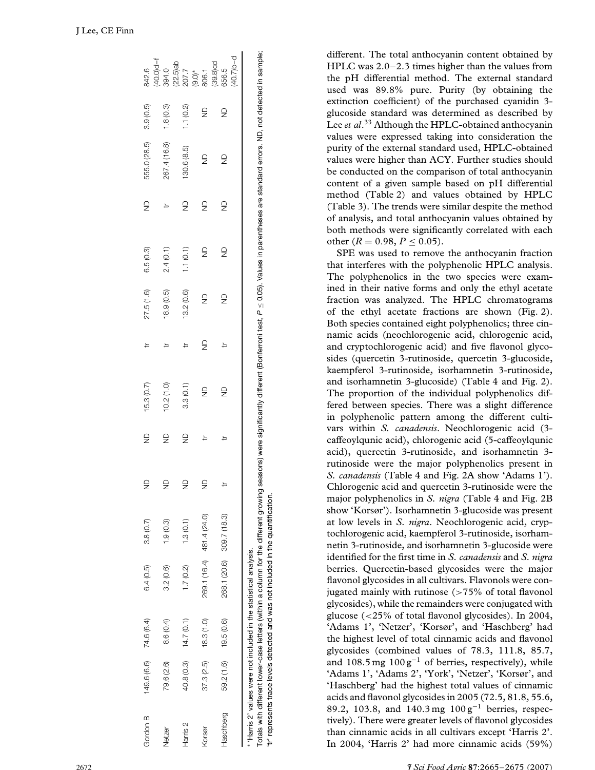| | | | | | | | | | | | | | |
|---|---|---|---|---|---|---|---|---|---|---|---|---|---|
| Gordon B | 149.6 (6.6) | 74.6 (6.4) | 6.4 (0.5) | 3.8 (0.7) | ND | ND | 15.3 (0.7) | tr | 27.5 (1.6) | 6.5 (0.3) | ND | 555.0 (28.5) | 3.9 (0.5) | 842.6 (40.0)d–f |
| Netzer | 79.6 (2.6) | 8.6 (0.4) | 3.2 (0.6) | 1.9 (0.3) | ND | ND | 10.2 (1.0) | tr | 18.9 (0.5) | 2.4 (0.1) | tr | 267.4 (16.8) | 1.8 (0.3) | 394.0 (22.5)ab |
| Harris 2 | 40.8 (0.3) | 14.7 (0.1) | 1.7 (0.2) | 1.3 (0.1) | ND | ND | 3.3 (0.1) | tr | 13.2 (0.6) | 1.1 (0.1) | ND | 130.6 (8.5) | 1.1 (0.2) | 207.7 (9.0)* |
| Korsør | 37.3 (2.5) | 18.3 (1.0) | 269.1 (16.4) | 481.4 (24.0) | ND | tr | ND | ND | ND | ND | ND | ND | ND | 806.1 (39.8)cd |
| Haschberg | 59.2 (1.6) | 19.5 (0.6) | 268.1 (20.6) | 309.7 (18.3) | tr | tr | ND | tr | ND | ND | ND | ND | ND | 656.5 (40.7)b–d |

\* 'Harris 2' values were not included in the statistical analysis.
Totals with different lower-case letters (within a column for the different growing seasons) were significantly different (Bonferroni test, $P \leq 0.05$). Values in parentheses are standard errors. ND, not detected in sample; 'tr' represents trace levels detected and was not included in the quantification.

different. The total anthocyanin content obtained by HPLC was 2.0–2.3 times higher than the values from the pH differential method. The external standard used was 89.8% pure. Purity (by obtaining the extinction coefficient) of the purchased cyanidin 3-glucoside standard was determined as described by Lee *et al.*[33] Although the HPLC-obtained anthocyanin values were expressed taking into consideration the purity of the external standard used, HPLC-obtained values were higher than ACY. Further studies should be conducted on the comparison of total anthocyanin content of a given sample based on pH differential method (Table 2) and values obtained by HPLC (Table 3). The trends were similar despite the method of analysis, and total anthocyanin values obtained by both methods were significantly correlated with each other ($R = 0.98$, $P \leq 0.05$).

SPE was used to remove the anthocyanin fraction that interferes with the polyphenolic HPLC analysis. The polyphenolics in the two species were examined in their native forms and only the ethyl acetate fraction was analyzed. The HPLC chromatograms of the ethyl acetate fractions are shown (Fig. 2). Both species contained eight polyphenolics; three cinnamic acids (neochlorogenic acid, chlorogenic acid, and cryptochlorogenic acid) and five flavonol glycosides (quercetin 3-rutinoside, quercetin 3-glucoside, kaempferol 3-rutinoside, isorhamnetin 3-rutinoside, and isorhamnetin 3-glucoside) (Table 4 and Fig. 2). The proportion of the individual polyphenolics differed between species. There was a slight difference in polyphenolic pattern among the different cultivars within *S. canadensis*. Neochlorogenic acid (3-caffeoylqunic acid), chlorogenic acid (5-caffeoylqunic acid), quercetin 3-rutinoside, and isorhamnetin 3-rutinoside were the major polyphenolics present in *S. canadensis* (Table 4 and Fig. 2A show 'Adams 1'). Chlorogenic acid and quercetin 3-rutinoside were the major polyphenolics in *S. nigra* (Table 4 and Fig. 2B show 'Korsør'). Isorhamnetin 3-glucoside was present at low levels in *S. nigra*. Neochlorogenic acid, cryptochlorogenic acid, kaempferol 3-rutinoside, isorhamnetin 3-rutinoside, and isorhamnetin 3-glucoside were identified for the first time in *S. canadensis* and *S. nigra* berries. Quercetin-based glycosides were the major flavonol glycosides in all cultivars. Flavonols were conjugated mainly with rutinose (>75% of total flavonol glycosides), while the remainders were conjugated with glucose (<25% of total flavonol glycosides). In 2004, 'Adams 1', 'Netzer', 'Korsør', and 'Haschberg' had the highest level of total cinnamic acids and flavonol glycosides (combined values of 78.3, 111.8, 85.7, and 108.5 mg $100\,g^{-1}$ of berries, respectively), while 'Adams 1', 'Adams 2', 'York', 'Netzer', 'Korsør', and 'Haschberg' had the highest total values of cinnamic acids and flavonol glycosides in 2005 (72.5, 81.8, 55.6, 89.2, 103.8, and 140.3 mg $100\,g^{-1}$ berries, respectively). There were greater levels of flavonol glycosides than cinnamic acids in all cultivars except 'Harris 2'. In 2004, 'Harris 2' had more cinnamic acids (59%)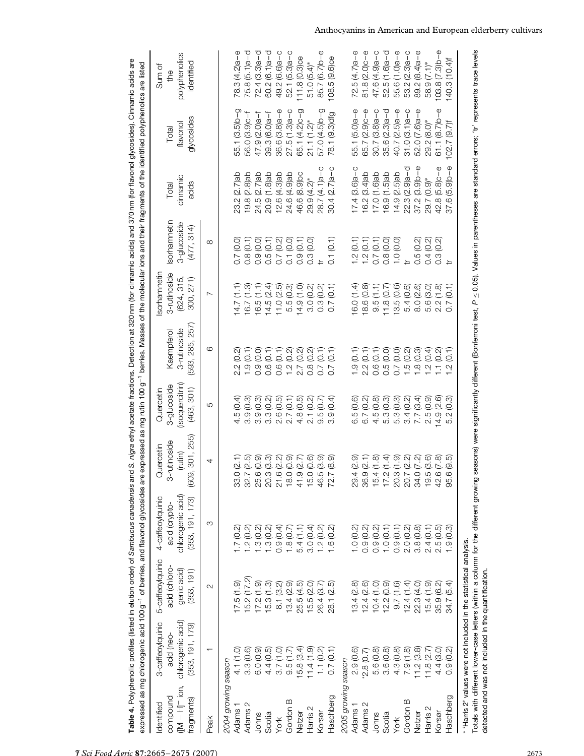**Table 4.** Polyphenolic profiles (listed in elution order) of *Sambucus canadensis* and *S. nigra* ethyl acetate fractions. Detection at 320 nm (for cinnamic acids) and 370 nm (for flavonol glycosides). Cinnamic acids are expressed as mg chlorogenic acid 100 $g^{-1}$ of berries, and flavonol glycosides are expressed as mg rutin 100 $g^{-1}$ berries. Masses of the molecular ions and their fragments of the identified polyphenolics are listed

| Identified compound ($[M-H]^-$ ion, fragments) | 3-caffeoylquinic acid (neo-chlorogenic acid) (353, 191, 179) | 5-caffeoylquinic acid (chloro-genic acid) (353, 191) | 4-caffeoylquinic acid (crypto-chlorogenic acid) (353, 191, 173) | Quercetin 3-rutinoside (rutin) (609, 301, 255) | Quercetin 3-glucoside (isoquercitrin) (463, 301) | Kaempferol 3-rutinoside (593, 285, 257) | Isorhamnetin 3-rutinoside (624, 315, 300, 271) | Isorhamnetin 3-glucoside (477, 314) | Total cinnamic acids | Total flavonol glycosides | Sum of the polyphenolics identified |
|---|---|---|---|---|---|---|---|---|---|---|---|
| Peak | 1 | 2 | 3 | 4 | 5 | 6 | 7 | 8 | | | |
| *2004 growing season* | | | | | | | | | | | |
| Adams 1 | 4.1 (1.0) | 17.5 (1.9) | 1.7 (0.2) | 33.0 (2.1) | 4.5 (0.4) | 2.2 (0.2) | 14.7 (1.1) | 0.7 (0.0) | 23.2 (2.7)ab | 55.1 (3.5)b–g | 78.3 (4.2)a–e |
| Adams 2 | 3.3 (0.6) | 15.2 (17.2) | 1.2 (0.2) | 32.7 (2.5) | 3.9 (0.3) | 1.9 (0.1) | 16.7 (1.3) | 0.8 (0.1) | 19.8 (2.8)ab | 56.0 (3.9)c–f | 75.8 (5.1)a–d |
| Johns | 6.0 (0.9) | 17.2 (1.9) | 1.3 (0.2) | 25.6 (0.9) | 3.9 (0.3) | 0.9 (0.0) | 16.5 (1.1) | 0.9 (0.0) | 24.5 (2.7)ab | 47.9 (2.0)a–f | 72.4 (3.3)a–d |
| Scotia | 4.4 (0.5) | 15.3 (1.3) | 1.3 (0.2) | 20.3 (3.3) | 3.3 (0.2) | 0.6 (0.1) | 14.5 (2.4) | 0.5 (0.1) | 20.9 (1.8)ab | 39.3 (6.0)a–f | 60.2 (6.1)a–d |
| York | 3.7 (1.0) | 8.1 (3.2) | 0.9 (0.4) | 21.6 (2.2) | 2.6 (0.5) | 0.6 (0.1) | 11.0 (2.5) | 0.7 (0.2) | 12.6 (4.3)ab | 36.6 (3.8)a–e | 49.2 (6.6)a–c |
| Gordon B | 9.5 (1.7) | 13.4 (2.9) | 1.8 (0.7) | 18.0 (0.9) | 2.7 (0.1) | 1.2 (0.2) | 5.5 (0.3) | 0.1 (0.0) | 24.6 (4.9)ab | 27.5 (1.3)a–c | 52.1 (5.3)a–c |
| Netzer | 15.8 (3.4) | 25.5 (4.5) | 5.4 (1.1) | 41.9 (2.7) | 4.8 (0.5) | 2.7 (0.2) | 14.9 (1.0) | 0.9 (0.1) | 46.6 (8.9)bc | 65.1 (4.2)c–g | 111.8 (0.3)ce |
| Harris 2 | 11.4 (1.9) | 15.5 (2.0) | 3.0 (0.4) | 15.0 (0.6) | 2.1 (0.2) | 0.8 (0.2) | 3.0 (0.2) | 0.3 (0.0) | 29.9 (4.2)* | 21.1 (1.2)* | 51.0 (5.4)* |
| Korsor | 1.1 (0.2) | 26.4 (3.7) | 1.2 (0.2) | 46.5 (3.9) | 9.5 (0.7) | 0.7 (0.1) | 0.3 (0.2) | tr | 28.7 (4.1)a–c | 57.0 (4.5)b–g | 85.7 (6.7)b–e |
| Haschberg | 0.7 (0.1) | 28.1 (2.5) | 1.6 (0.2) | 72.7 (8.9) | 3.9 (0.4) | 0.7 (0.1) | 0.7 (0.1) | 0.1 (0.1) | 30.4 (2.7)a–c | 78.1 (9.3)dfg | 108.5 (9.6)ce |
| *2005 growing season* | | | | | | | | | | | |
| Adams 1 | 2.9 (0.6) | 13.4 (2.8) | 1.0 (0.2) | 29.4 (2.9) | 6.5 (0.6) | 1.9 (0.1) | 16.0 (1.4) | 1.2 (0.1) | 17.4 (3.6)a–c | 55.1 (5.0)a–e | 72.5 (4.7)a–e |
| Adams 2 | '2.8 (0.7) | 12.4 (2.6) | 0.9 (0.2) | 36.9 (2.1) | 6.7 (0.2) | 2.2 (0.1) | 18.6 (0.8) | 1.2 (0.1) | 16.2 (3.4)ab | 65.7 (2.9)c–e | 81.8 (2.0)c–e |
| Johns | 5.6 (0.8) | 10.4 (1.0) | 0.9 (0.2) | 15.4 (1.8) | 4.5 (0.8) | 0.6 (0.1) | 9.5 (1.1) | 0.7 (0.1) | 17.0 (1.6)ab | 30.7 (3.8)a–c | 47.6 (4.9)a–c |
| Scotia | 3.6 (0.8) | 12.2 (0.9) | 1.0 (0.1) | 17.2 (1.4) | 5.3 (0.3) | 0.5 (0.0) | 11.8 (0.7) | 0.8 (0.0) | 16.9 (1.5)ab | 35.6 (2.3)a–d | 52.5 (1.6)a–d |
| York | 4.3 (0.8) | 9.7 (1.6) | 0.9 (0.1) | 20.3 (1.9) | 5.3 (0.3) | 0.7 (0.0) | 13.5 (0.6) | 1.0 (0.0) | 14.9 (2.5)ab | 40.7 (2.5)a–e | 55.6 (1.0)a–e |
| Gordon B | 7.9 (1.8) | 12.4 (1.4) | 2.0 (0.2) | 20.7 (2.2) | 3.4 (0.2) | 1.5 (0.2) | 5.4 (0.6) | tr | 22.3 (2.9)a–d | 31.0 (3.1)a–c | 53.2 (2.3)a–c |
| Netzer | 11.2 (3.8) | 22.3 (4.0) | 3.8 (0.8) | 34.0 (7.2) | 7.7 (3.4) | 1.8 (0.3) | 8.0 (2.6) | 0.5 (0.2) | 37.2 (3.9)b–e | 52.0 (7.6)a–e | 89.2 (8.4)a–e |
| Harris 2 | 11.8 (2.7) | 15.4 (1.9) | 2.4 (0.1) | 19.5 (3.6) | 2.5 (0.9) | 1.2 (0.4) | 5.6 (3.0) | 0.4 (0.2) | 29.7 (0.9)* | 29.2 (8.0)* | 58.9 (7.1)* |
| Korsor | 4.4 (3.0) | 35.9 (6.2) | 2.5 (0.5) | 42.6 (7.8) | 14.9 (2.6) | 1.1 (0.2) | 2.2 (1.8) | 0.3 (0.2) | 42.8 (5.8)c–e | 61.1 (8.7)b–e | 103.8 (7.3)b–e |
| Haschberg | 0.9 (0.2) | 34.7 (5.4) | 1.9 (0.3) | 95.6 (9.5) | 5.2 (0.3) | 1.2 (0.1) | 0.7 (0.1) | tr | 37.6 (5.9)b–e | 102.7 (9.7)f | 140.3 (10.4)f |

\* 'Harris 2' values were not included in the statistical analysis.

Totals with different lower-case letters (within a column for the different growing seasons) were significantly different (Bonferroni test, $P \leq 0.05$). Values in parentheses are standard errors; 'tr' represents trace levels detected and was not included in the quantification.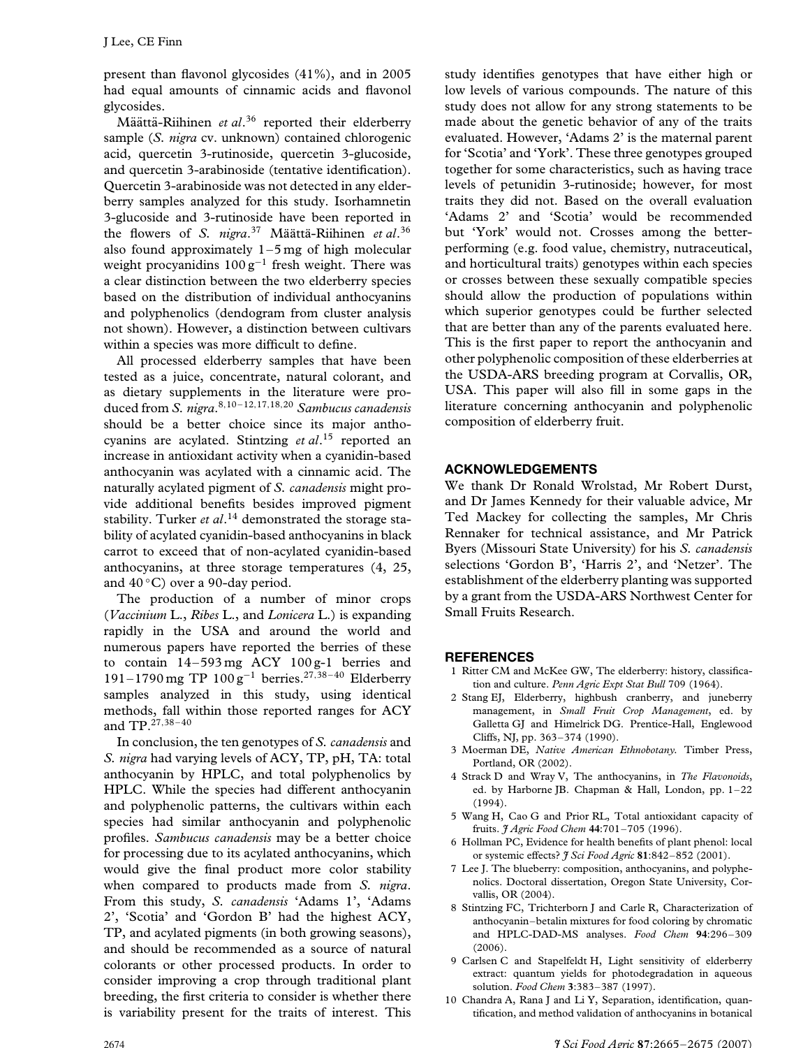present than flavonol glycosides (41%), and in 2005 had equal amounts of cinnamic acids and flavonol glycosides.

Määttä-Riihinen *et al*.[36] reported their elderberry sample (*S. nigra* cv. unknown) contained chlorogenic acid, quercetin 3-rutinoside, quercetin 3-glucoside, and quercetin 3-arabinoside (tentative identification). Quercetin 3-arabinoside was not detected in any elderberry samples analyzed for this study. Isorhamnetin 3-glucoside and 3-rutinoside have been reported in the flowers of *S. nigra*.[37] Määttä-Riihinen *et al*.[36] also found approximately 1–5 mg of high molecular weight procyanidins $100\,g^{-1}$ fresh weight. There was a clear distinction between the two elderberry species based on the distribution of individual anthocyanins and polyphenolics (dendogram from cluster analysis not shown). However, a distinction between cultivars within a species was more difficult to define.

All processed elderberry samples that have been tested as a juice, concentrate, natural colorant, and as dietary supplements in the literature were produced from *S. nigra*.[8,10–12,17,18,20] *Sambucus canadensis* should be a better choice since its major anthocyanins are acylated. Stintzing *et al*.[15] reported an increase in antioxidant activity when a cyanidin-based anthocyanin was acylated with a cinnamic acid. The naturally acylated pigment of *S. canadensis* might provide additional benefits besides improved pigment stability. Turker *et al*.[14] demonstrated the storage stability of acylated cyanidin-based anthocyanins in black carrot to exceed that of non-acylated cyanidin-based anthocyanins, at three storage temperatures (4, 25, and 40 °C) over a 90-day period.

The production of a number of minor crops (*Vaccinium* L., *Ribes* L., and *Lonicera* L.) is expanding rapidly in the USA and around the world and numerous papers have reported the berries of these to contain 14–593 mg ACY 100 g-1 berries and 191–1790 mg TP $100\,g^{-1}$ berries.[27,38–40] Elderberry samples analyzed in this study, using identical methods, fall within those reported ranges for ACY and TP.[27,38–40]

In conclusion, the ten genotypes of *S. canadensis* and *S. nigra* had varying levels of ACY, TP, pH, TA: total anthocyanin by HPLC, and total polyphenolics by HPLC. While the species had different anthocyanin and polyphenolic patterns, the cultivars within each species had similar anthocyanin and polyphenolic profiles. *Sambucus canadensis* may be a better choice for processing due to its acylated anthocyanins, which would give the final product more color stability when compared to products made from *S. nigra*. From this study, *S. canadensis* 'Adams 1', 'Adams 2', 'Scotia' and 'Gordon B' had the highest ACY, TP, and acylated pigments (in both growing seasons), and should be recommended as a source of natural colorants or other processed products. In order to consider improving a crop through traditional plant breeding, the first criteria to consider is whether there is variability present for the traits of interest. This study identifies genotypes that have either high or low levels of various compounds. The nature of this study does not allow for any strong statements to be made about the genetic behavior of any of the traits evaluated. However, 'Adams 2' is the maternal parent for 'Scotia' and 'York'. These three genotypes grouped together for some characteristics, such as having trace levels of petunidin 3-rutinoside; however, for most traits they did not. Based on the overall evaluation 'Adams 2' and 'Scotia' would be recommended but 'York' would not. Crosses among the better-performing (e.g. food value, chemistry, nutraceutical, and horticultural traits) genotypes within each species or crosses between these sexually compatible species should allow the production of populations within which superior genotypes could be further selected that are better than any of the parents evaluated here. This is the first paper to report the anthocyanin and other polyphenolic composition of these elderberries at the USDA-ARS breeding program at Corvallis, OR, USA. This paper will also fill in some gaps in the literature concerning anthocyanin and polyphenolic composition of elderberry fruit.

## ACKNOWLEDGEMENTS

We thank Dr Ronald Wrolstad, Mr Robert Durst, and Dr James Kennedy for their valuable advice, Mr Ted Mackey for collecting the samples, Mr Chris Rennaker for technical assistance, and Mr Patrick Byers (Missouri State University) for his *S. canadensis* selections 'Gordon B', 'Harris 2', and 'Netzer'. The establishment of the elderberry planting was supported by a grant from the USDA-ARS Northwest Center for Small Fruits Research.

## REFERENCES

1 Ritter CM and McKee GW, The elderberry: history, classification and culture. *Penn Agric Expt Stat Bull* 709 (1964).
2 Stang EJ, Elderberry, highbush cranberry, and juneberry management, in *Small Fruit Crop Management*, ed. by Galletta GJ and Himelrick DG. Prentice-Hall, Englewood Cliffs, NJ, pp. 363–374 (1990).
3 Moerman DE, *Native American Ethnobotany*. Timber Press, Portland, OR (2002).
4 Strack D and Wray V, The anthocyanins, in *The Flavonoids*, ed. by Harborne JB. Chapman & Hall, London, pp. 1–22 (1994).
5 Wang H, Cao G and Prior RL, Total antioxidant capacity of fruits. *J Agric Food Chem* **44**:701–705 (1996).
6 Hollman PC, Evidence for health benefits of plant phenol: local or systemic effects? *J Sci Food Agric* **81**:842–852 (2001).
7 Lee J. The blueberry: composition, anthocyanins, and polyphenolics. Doctoral dissertation, Oregon State University, Corvallis, OR (2004).
8 Stintzing FC, Trichterborn J and Carle R, Characterization of anthocyanin–betalin mixtures for food coloring by chromatic and HPLC-DAD-MS analyses. *Food Chem* **94**:296–309 (2006).
9 Carlsen C and Stapelfeldt H, Light sensitivity of elderberry extract: quantum yields for photodegradation in aqueous solution. *Food Chem* **3**:383–387 (1997).
10 Chandra A, Rana J and Li Y, Separation, identification, quantification, and method validation of anthocyanins in botanical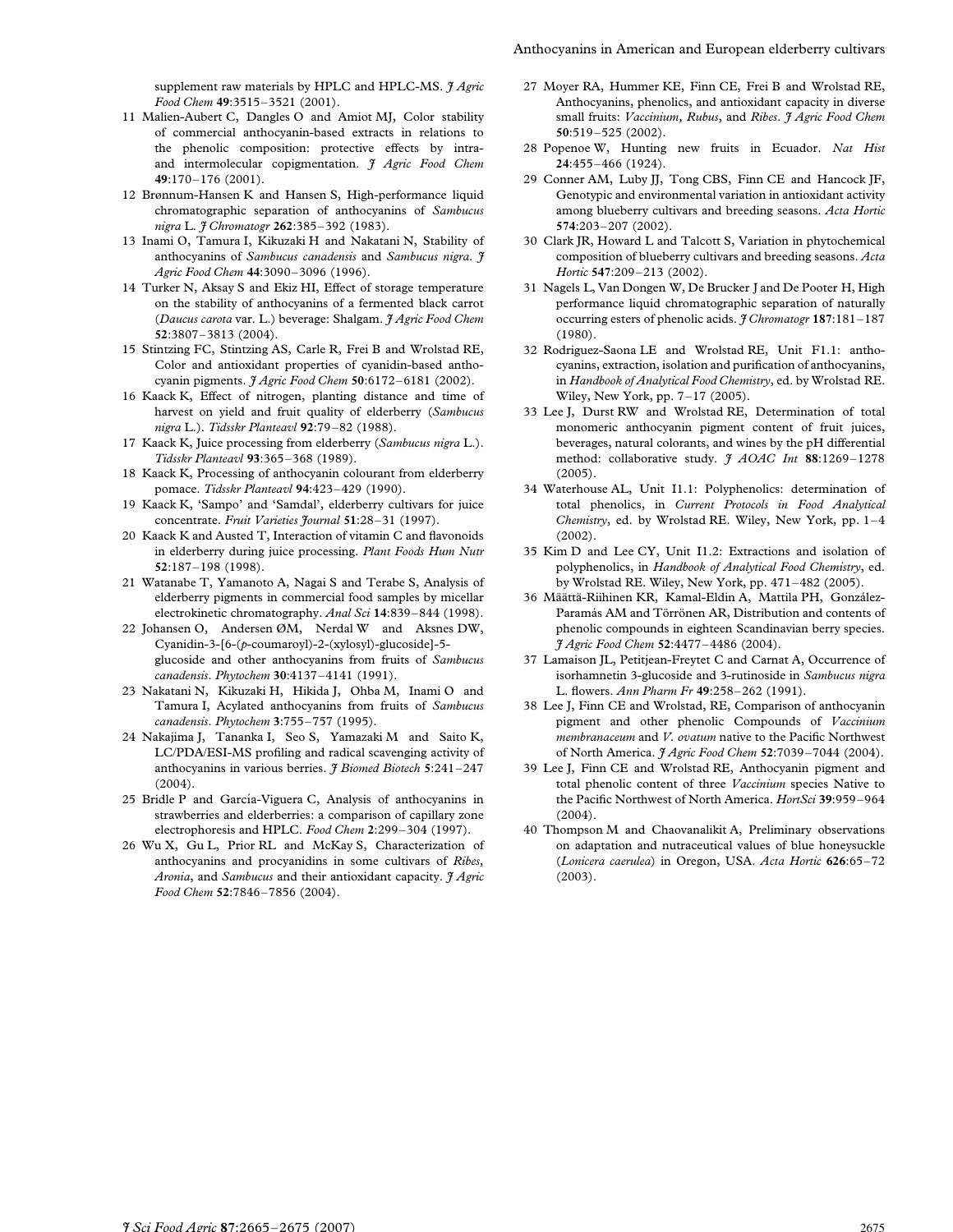supplement raw materials by HPLC and HPLC-MS. *J Agric Food Chem* **49**:3515–3521 (2001).

11 Malien-Aubert C, Dangles O and Amiot MJ, Color stability of commercial anthocyanin-based extracts in relations to the phenolic composition: protective effects by intra- and intermolecular copigmentation. *J Agric Food Chem* **49**:170–176 (2001).

12 Brønnum-Hansen K and Hansen S, High-performance liquid chromatographic separation of anthocyanins of *Sambucus nigra* L. *J Chromatogr* **262**:385–392 (1983).

13 Inami O, Tamura I, Kikuzaki H and Nakatani N, Stability of anthocyanins of *Sambucus canadensis* and *Sambucus nigra*. *J Agric Food Chem* **44**:3090–3096 (1996).

14 Turker N, Aksay S and Ekiz HI, Effect of storage temperature on the stability of anthocyanins of a fermented black carrot (*Daucus carota* var. L.) beverage: Shalgam. *J Agric Food Chem* **52**:3807–3813 (2004).

15 Stintzing FC, Stintzing AS, Carle R, Frei B and Wrolstad RE, Color and antioxidant properties of cyanidin-based anthocyanin pigments. *J Agric Food Chem* **50**:6172–6181 (2002).

16 Kaack K, Effect of nitrogen, planting distance and time of harvest on yield and fruit quality of elderberry (*Sambucus nigra* L.). *Tidsskr Planteavl* **92**:79–82 (1988).

17 Kaack K, Juice processing from elderberry (*Sambucus nigra* L.). *Tidsskr Planteavl* **93**:365–368 (1989).

18 Kaack K, Processing of anthocyanin colourant from elderberry pomace. *Tidsskr Planteavl* **94**:423–429 (1990).

19 Kaack K, 'Sampo' and 'Samdal', elderberry cultivars for juice concentrate. *Fruit Varieties Journal* **51**:28–31 (1997).

20 Kaack K and Austed T, Interaction of vitamin C and flavonoids in elderberry during juice processing. *Plant Foods Hum Nutr* **52**:187–198 (1998).

21 Watanabe T, Yamanoto A, Nagai S and Terabe S, Analysis of elderberry pigments in commercial food samples by micellar electrokinetic chromatography. *Anal Sci* **14**:839–844 (1998).

22 Johansen O, Andersen ØM, Nerdal W and Aksnes DW, Cyanidin-3-[6-(*p*-coumaroyl)-2-(xylosyl)-glucoside]-5-glucoside and other anthocyanins from fruits of *Sambucus canadensis*. *Phytochem* **30**:4137–4141 (1991).

23 Nakatani N, Kikuzaki H, Hikida J, Ohba M, Inami O and Tamura I, Acylated anthocyanins from fruits of *Sambucus canadensis*. *Phytochem* **3**:755–757 (1995).

24 Nakajima J, Tananka I, Seo S, Yamazaki M and Saito K, LC/PDA/ESI-MS profiling and radical scavenging activity of anthocyanins in various berries. *J Biomed Biotech* **5**:241–247 (2004).

25 Bridle P and García-Viguera C, Analysis of anthocyanins in strawberries and elderberries: a comparison of capillary zone electrophoresis and HPLC. *Food Chem* **2**:299–304 (1997).

26 Wu X, Gu L, Prior RL and McKay S, Characterization of anthocyanins and procyanidins in some cultivars of *Ribes, Aronia*, and *Sambucus* and their antioxidant capacity. *J Agric Food Chem* **52**:7846–7856 (2004).

27 Moyer RA, Hummer KE, Finn CE, Frei B and Wrolstad RE, Anthocyanins, phenolics, and antioxidant capacity in diverse small fruits: *Vaccinium, Rubus*, and *Ribes*. *J Agric Food Chem* **50**:519–525 (2002).

28 Popenoe W, Hunting new fruits in Ecuador. *Nat Hist* **24**:455–466 (1924).

29 Conner AM, Luby JJ, Tong CBS, Finn CE and Hancock JF, Genotypic and environmental variation in antioxidant activity among blueberry cultivars and breeding seasons. *Acta Hortic* **574**:203–207 (2002).

30 Clark JR, Howard L and Talcott S, Variation in phytochemical composition of blueberry cultivars and breeding seasons. *Acta Hortic* **547**:209–213 (2002).

31 Nagels L, Van Dongen W, De Brucker J and De Pooter H, High performance liquid chromatographic separation of naturally occurring esters of phenolic acids. *J Chromatogr* **187**:181–187 (1980).

32 Rodriguez-Saona LE and Wrolstad RE, Unit F1.1: anthocyanins, extraction, isolation and purification of anthocyanins, in *Handbook of Analytical Food Chemistry*, ed. by Wrolstad RE. Wiley, New York, pp. 7–17 (2005).

33 Lee J, Durst RW and Wrolstad RE, Determination of total monomeric anthocyanin pigment content of fruit juices, beverages, natural colorants, and wines by the pH differential method: collaborative study. *J AOAC Int* **88**:1269–1278 (2005).

34 Waterhouse AL, Unit I1.1: Polyphenolics: determination of total phenolics, in *Current Protocols in Food Analytical Chemistry*, ed. by Wrolstad RE. Wiley, New York, pp. 1–4 (2002).

35 Kim D and Lee CY, Unit I1.2: Extractions and isolation of polyphenolics, in *Handbook of Analytical Food Chemistry*, ed. by Wrolstad RE. Wiley, New York, pp. 471–482 (2005).

36 Määttä-Riihinen KR, Kamal-Eldin A, Mattila PH, González-Paramás AM and Törrönen AR, Distribution and contents of phenolic compounds in eighteen Scandinavian berry species. *J Agric Food Chem* **52**:4477–4486 (2004).

37 Lamaison JL, Petitjean-Freytet C and Carnat A, Occurrence of isorhamnetin 3-glucoside and 3-rutinoside in *Sambucus nigra* L. flowers. *Ann Pharm Fr* **49**:258–262 (1991).

38 Lee J, Finn CE and Wrolstad, RE, Comparison of anthocyanin pigment and other phenolic Compounds of *Vaccinium membranaceum* and *V. ovatum* native to the Pacific Northwest of North America. *J Agric Food Chem* **52**:7039–7044 (2004).

39 Lee J, Finn CE and Wrolstad RE, Anthocyanin pigment and total phenolic content of three *Vaccinium* species Native to the Pacific Northwest of North America. *HortSci* **39**:959–964 (2004).

40 Thompson M and Chaovanalikit A, Preliminary observations on adaptation and nutraceutical values of blue honeysuckle (*Lonicera caerulea*) in Oregon, USA. *Acta Hortic* **626**:65–72 (2003).